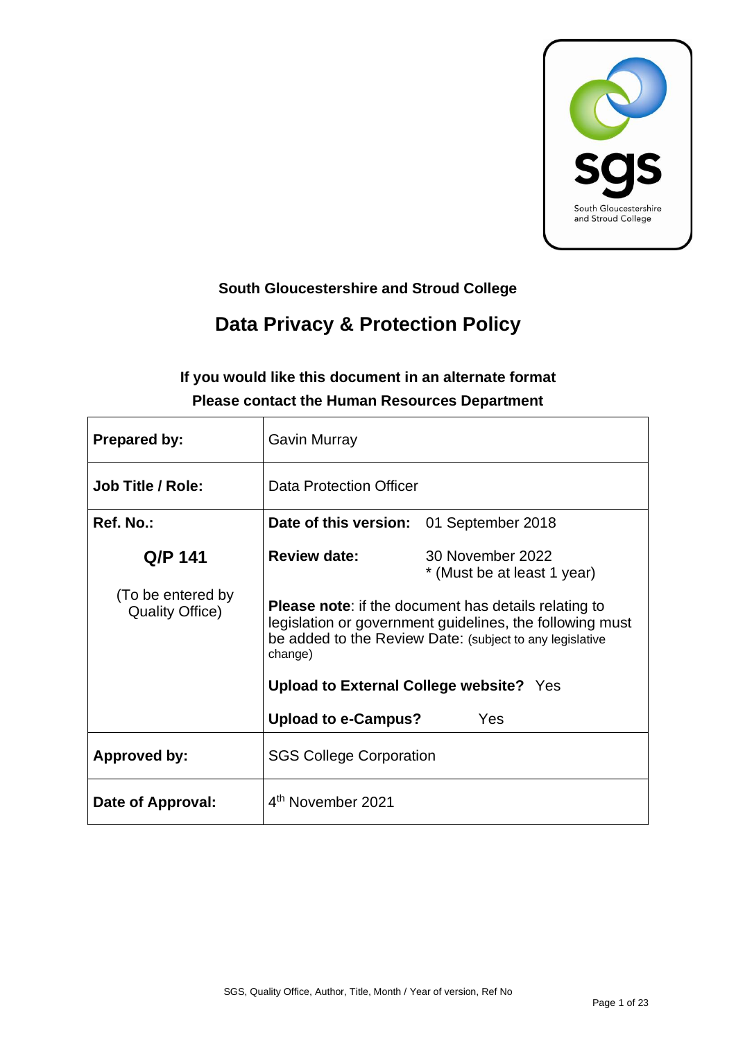**South Gloucestershire and Stroud College**

# Data Privacy & Protection Policy

**If you would like this document in an alternate format**
**Please contact the Human Resources Department**

| | |
|---|---|
| **Prepared by:** | Gavin Murray |
| **Job Title / Role:** | Data Protection Officer |
| **Ref. No.:**<br><br>**Q/P 141**<br><br>(To be entered by Quality Office) | **Date of this version:** 01 September 2018<br><br>**Review date:** 30 November 2022 * (Must be at least 1 year)<br><br>**Please note**: if the document has details relating to legislation or government guidelines, the following must be added to the Review Date: (subject to any legislative change)<br><br>**Upload to External College website?** Yes<br><br>**Upload to e-Campus?** Yes |
| **Approved by:** | SGS College Corporation |
| **Date of Approval:** | 4th November 2021 |

SGS, Quality Office, Author, Title, Month / Year of version, Ref No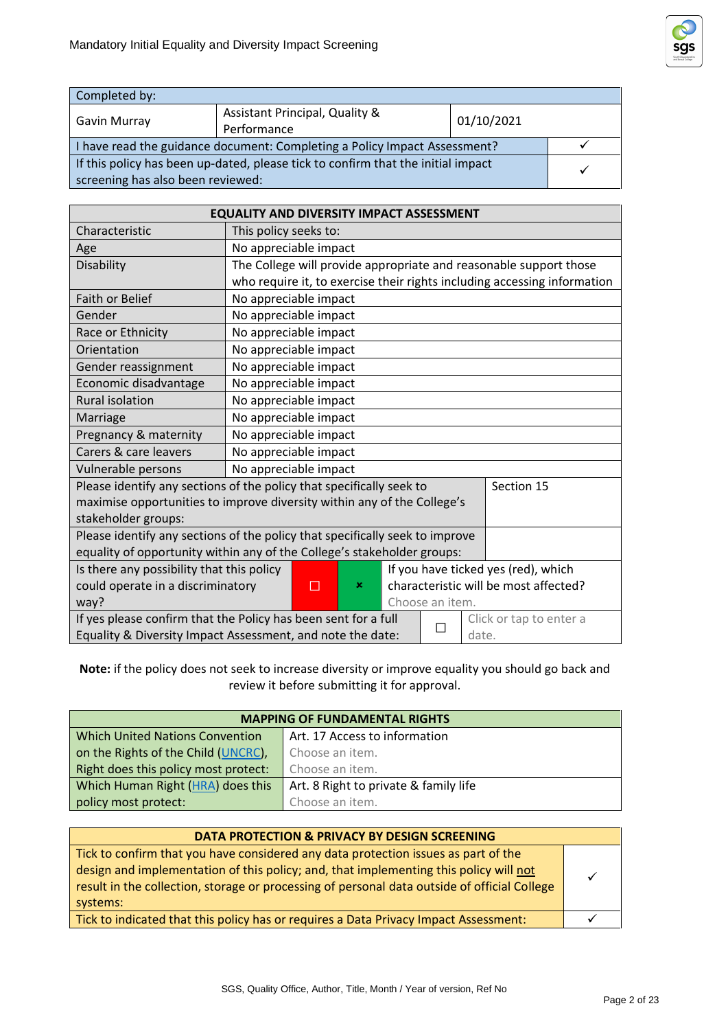Mandatory Initial Equality and Diversity Impact Screening

| Completed by: | | | |
|---|---|---|---|
| Gavin Murray | Assistant Principal, Quality & Performance | 01/10/2021 | |
| I have read the guidance document: Completing a Policy Impact Assessment? | | | ✓ |
| If this policy has been up-dated, please tick to confirm that the initial impact screening has also been reviewed: | | | ✓ |

| EQUALITY AND DIVERSITY IMPACT ASSESSMENT | | | | |
|---|---|---|---|---|
| Characteristic | This policy seeks to: | | | |
| Age | No appreciable impact | | | |
| Disability | The College will provide appropriate and reasonable support those who require it, to exercise their rights including accessing information | | | |
| Faith or Belief | No appreciable impact | | | |
| Gender | No appreciable impact | | | |
| Race or Ethnicity | No appreciable impact | | | |
| Orientation | No appreciable impact | | | |
| Gender reassignment | No appreciable impact | | | |
| Economic disadvantage | No appreciable impact | | | |
| Rural isolation | No appreciable impact | | | |
| Marriage | No appreciable impact | | | |
| Pregnancy & maternity | No appreciable impact | | | |
| Carers & care leavers | No appreciable impact | | | |
| Vulnerable persons | No appreciable impact | | | |
| Please identify any sections of the policy that specifically seek to maximise opportunities to improve diversity within any of the College's stakeholder groups: | | | | Section 15 |
| Please identify any sections of the policy that specifically seek to improve equality of opportunity within any of the College's stakeholder groups: | | | | |
| Is there any possibility that this policy could operate in a discriminatory way? | ☐ | ☒ | If you have ticked yes (red), which characteristic will be most affected? Choose an item. | |
| If yes please confirm that the Policy has been sent for a full Equality & Diversity Impact Assessment, and note the date: | | ☐ | Click or tap to enter a date. | |

**Note:** if the policy does not seek to increase diversity or improve equality you should go back and review it before submitting it for approval.

| MAPPING OF FUNDAMENTAL RIGHTS | |
|---|---|
| Which United Nations Convention on the Rights of the Child (UNCRC), Right does this policy most protect: | Art. 17 Access to information<br>Choose an item.<br>Choose an item. |
| Which Human Right (HRA) does this policy most protect: | Art. 8 Right to private & family life<br>Choose an item. |

| DATA PROTECTION & PRIVACY BY DESIGN SCREENING | |
|---|---|
| Tick to confirm that you have considered any data protection issues as part of the design and implementation of this policy; and, that implementing this policy will not result in the collection, storage or processing of personal data outside of official College systems: | ✓ |
| Tick to indicated that this policy has or requires a Data Privacy Impact Assessment: | ✓ |

SGS, Quality Office, Author, Title, Month / Year of version, Ref No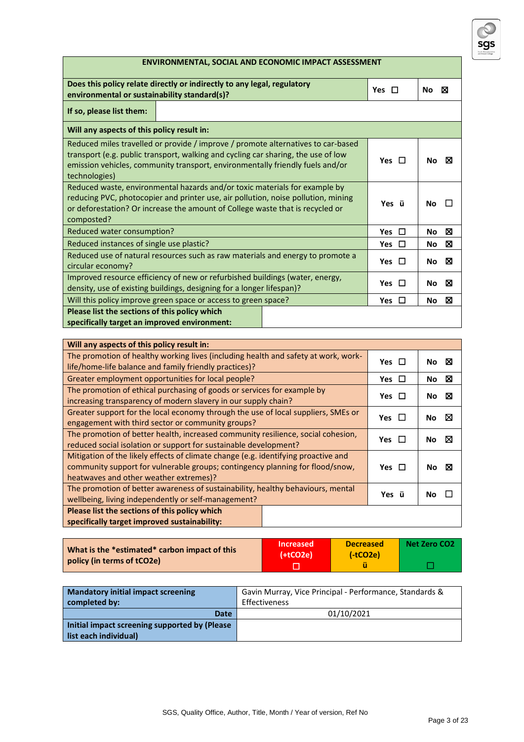| ENVIRONMENTAL, SOCIAL AND ECONOMIC IMPACT ASSESSMENT | | |
|---|---|---|
| **Does this policy relate directly or indirectly to any legal, regulatory environmental or sustainability standard(s)?** | **Yes** ☐ | **No** ☒ |
| **If so, please list them:** | | |
| **Will any aspects of this policy result in:** | | |
| Reduced miles travelled or provide / improve / promote alternatives to car-based transport (e.g. public transport, walking and cycling car sharing, the use of low emission vehicles, community transport, environmentally friendly fuels and/or technologies) | **Yes** ☐ | **No** ☒ |
| Reduced waste, environmental hazards and/or toxic materials for example by reducing PVC, photocopier and printer use, air pollution, noise pollution, mining or deforestation? Or increase the amount of College waste that is recycled or composted? | **Yes** ü | **No** ☐ |
| Reduced water consumption? | **Yes** ☐ | **No** ☒ |
| Reduced instances of single use plastic? | **Yes** ☐ | **No** ☒ |
| Reduced use of natural resources such as raw materials and energy to promote a circular economy? | **Yes** ☐ | **No** ☒ |
| Improved resource efficiency of new or refurbished buildings (water, energy, density, use of existing buildings, designing for a longer lifespan)? | **Yes** ☐ | **No** ☒ |
| Will this policy improve green space or access to green space? | **Yes** ☐ | **No** ☒ |
| **Please list the sections of this policy which specifically target an improved environment:** | | |

| **Will any aspects of this policy result in:** | | |
|---|---|---|
| The promotion of healthy working lives (including health and safety at work, work-life/home-life balance and family friendly practices)? | **Yes** ☐ | **No** ☒ |
| Greater employment opportunities for local people? | **Yes** ☐ | **No** ☒ |
| The promotion of ethical purchasing of goods or services for example by increasing transparency of modern slavery in our supply chain? | **Yes** ☐ | **No** ☒ |
| Greater support for the local economy through the use of local suppliers, SMEs or engagement with third sector or community groups? | **Yes** ☐ | **No** ☒ |
| The promotion of better health, increased community resilience, social cohesion, reduced social isolation or support for sustainable development? | **Yes** ☐ | **No** ☒ |
| Mitigation of the likely effects of climate change (e.g. identifying proactive and community support for vulnerable groups; contingency planning for flood/snow, heatwaves and other weather extremes)? | **Yes** ☐ | **No** ☒ |
| The promotion of better awareness of sustainability, healthy behaviours, mental wellbeing, living independently or self-management? | **Yes** ü | **No** ☐ |
| **Please list the sections of this policy which specifically target improved sustainability:** | | |

| **What is the \*estimated\* carbon impact of this policy (in terms of tCO2e)** | **Increased (+tCO2e)** ☐ | **Decreased (-tCO2e)** ü | **Net Zero CO2** ☐ |
|---|---|---|---|

| **Mandatory initial impact screening completed by:** | Gavin Murray, Vice Principal - Performance, Standards & Effectiveness |
|---|---|
| **Date** | 01/10/2021 |
| **Initial impact screening supported by (Please list each individual)** | |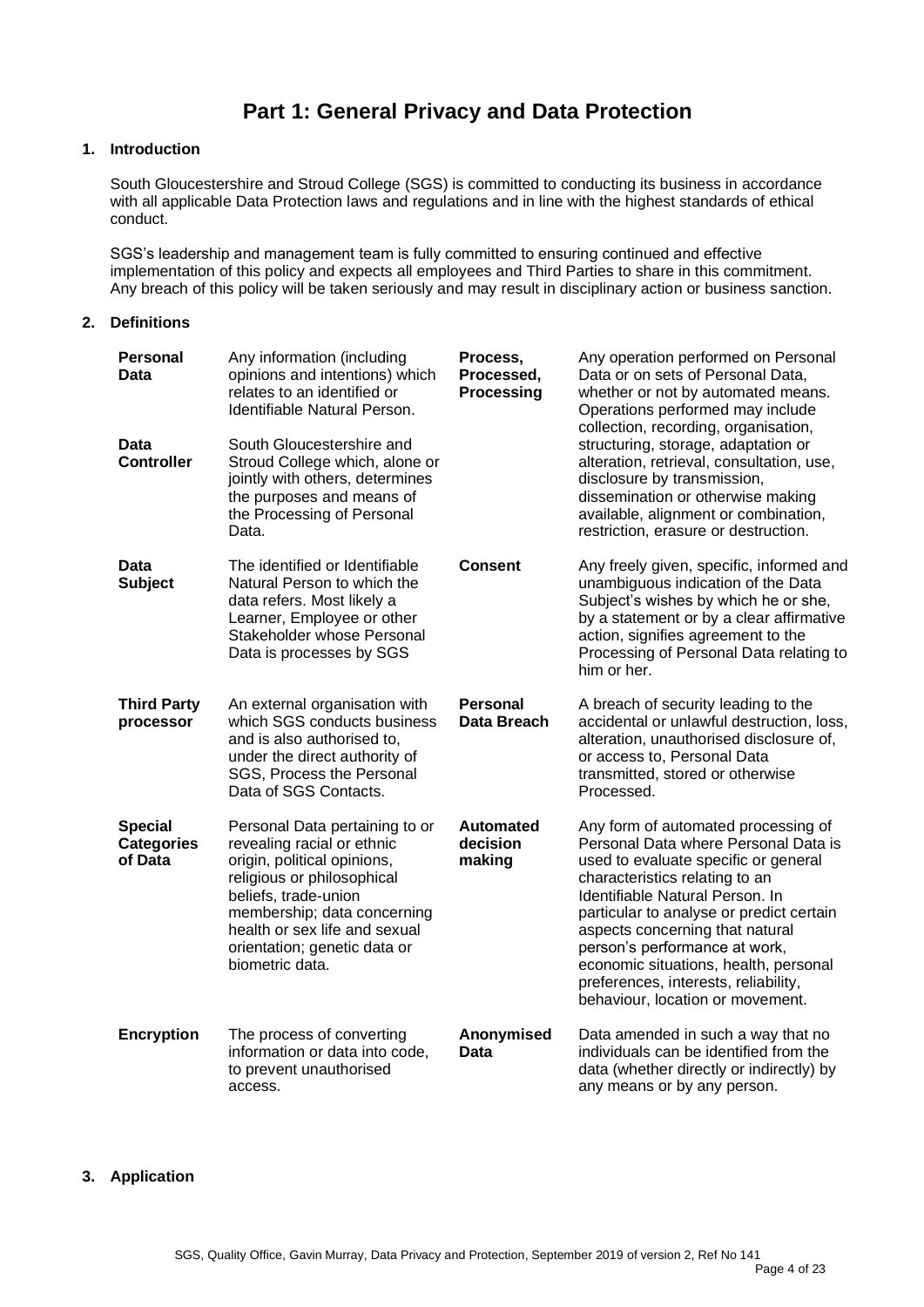# Part 1: General Privacy and Data Protection

## 1. Introduction

South Gloucestershire and Stroud College (SGS) is committed to conducting its business in accordance with all applicable Data Protection laws and regulations and in line with the highest standards of ethical conduct.

SGS's leadership and management team is fully committed to ensuring continued and effective implementation of this policy and expects all employees and Third Parties to share in this commitment. Any breach of this policy will be taken seriously and may result in disciplinary action or business sanction.

## 2. Definitions

| Term | Definition |
|---|---|
| **Personal Data** | Any information (including opinions and intentions) which relates to an identified or Identifiable Natural Person. |
| **Data Controller** | South Gloucestershire and Stroud College which, alone or jointly with others, determines the purposes and means of the Processing of Personal Data. |
| **Data Subject** | The identified or Identifiable Natural Person to which the data refers. Most likely a Learner, Employee or other Stakeholder whose Personal Data is processes by SGS |
| **Third Party processor** | An external organisation with which SGS conducts business and is also authorised to, under the direct authority of SGS, Process the Personal Data of SGS Contacts. |
| **Special Categories of Data** | Personal Data pertaining to or revealing racial or ethnic origin, political opinions, religious or philosophical beliefs, trade-union membership; data concerning health or sex life and sexual orientation; genetic data or biometric data. |
| **Encryption** | The process of converting information or data into code, to prevent unauthorised access. |
| **Process, Processed, Processing** | Any operation performed on Personal Data or on sets of Personal Data, whether or not by automated means. Operations performed may include collection, recording, organisation, structuring, storage, adaptation or alteration, retrieval, consultation, use, disclosure by transmission, dissemination or otherwise making available, alignment or combination, restriction, erasure or destruction. |
| **Consent** | Any freely given, specific, informed and unambiguous indication of the Data Subject's wishes by which he or she, by a statement or by a clear affirmative action, signifies agreement to the Processing of Personal Data relating to him or her. |
| **Personal Data Breach** | A breach of security leading to the accidental or unlawful destruction, loss, alteration, unauthorised disclosure of, or access to, Personal Data transmitted, stored or otherwise Processed. |
| **Automated decision making** | Any form of automated processing of Personal Data where Personal Data is used to evaluate specific or general characteristics relating to an Identifiable Natural Person. In particular to analyse or predict certain aspects concerning that natural person's performance at work, economic situations, health, personal preferences, interests, reliability, behaviour, location or movement. |
| **Anonymised Data** | Data amended in such a way that no individuals can be identified from the data (whether directly or indirectly) by any means or by any person. |

## 3. Application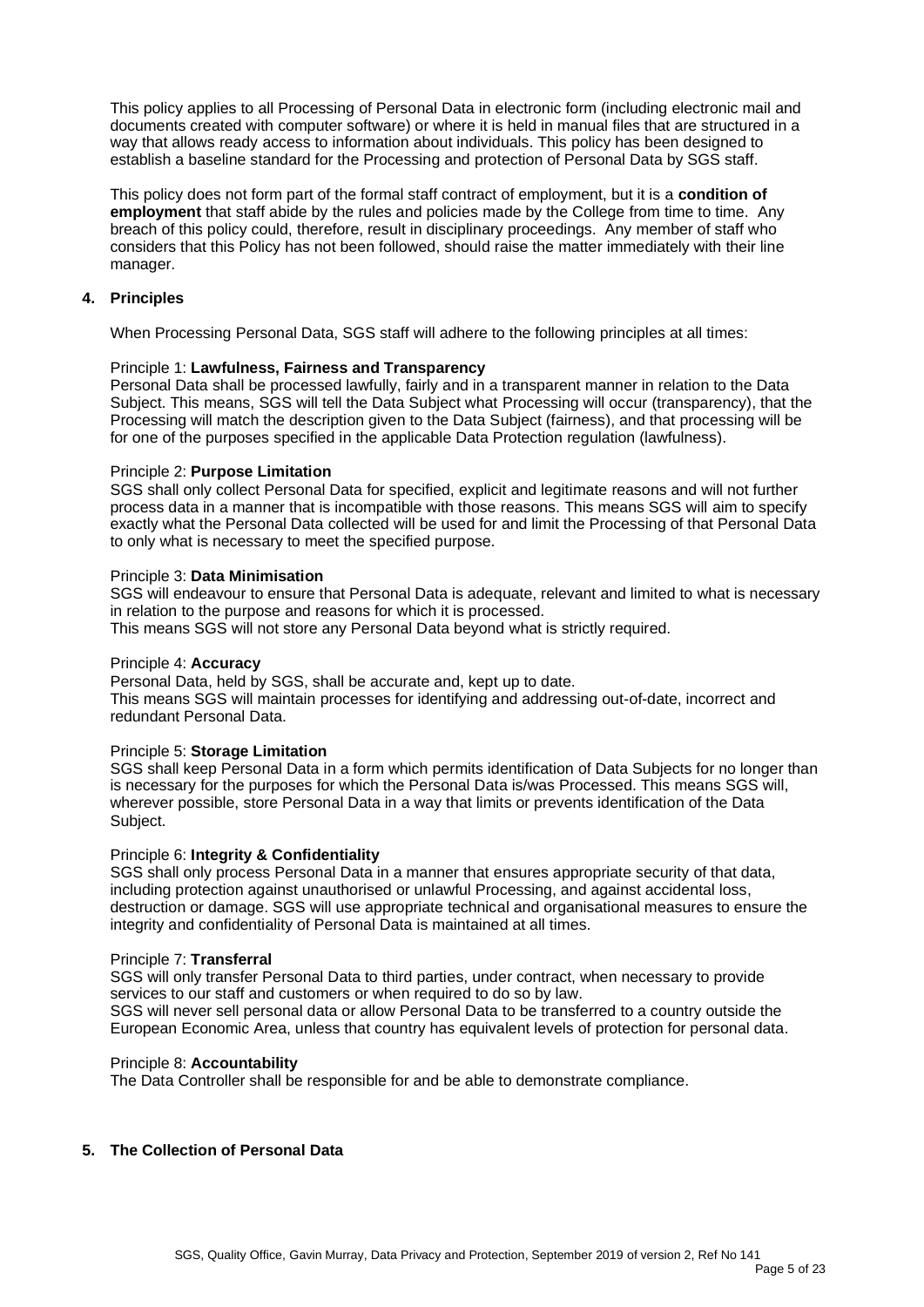This policy applies to all Processing of Personal Data in electronic form (including electronic mail and documents created with computer software) or where it is held in manual files that are structured in a way that allows ready access to information about individuals. This policy has been designed to establish a baseline standard for the Processing and protection of Personal Data by SGS staff.

This policy does not form part of the formal staff contract of employment, but it is a **condition of employment** that staff abide by the rules and policies made by the College from time to time. Any breach of this policy could, therefore, result in disciplinary proceedings. Any member of staff who considers that this Policy has not been followed, should raise the matter immediately with their line manager.

## 4. Principles

When Processing Personal Data, SGS staff will adhere to the following principles at all times:

Principle 1: **Lawfulness, Fairness and Transparency**
Personal Data shall be processed lawfully, fairly and in a transparent manner in relation to the Data Subject. This means, SGS will tell the Data Subject what Processing will occur (transparency), that the Processing will match the description given to the Data Subject (fairness), and that processing will be for one of the purposes specified in the applicable Data Protection regulation (lawfulness).

Principle 2: **Purpose Limitation**
SGS shall only collect Personal Data for specified, explicit and legitimate reasons and will not further process data in a manner that is incompatible with those reasons. This means SGS will aim to specify exactly what the Personal Data collected will be used for and limit the Processing of that Personal Data to only what is necessary to meet the specified purpose.

Principle 3: **Data Minimisation**
SGS will endeavour to ensure that Personal Data is adequate, relevant and limited to what is necessary in relation to the purpose and reasons for which it is processed.
This means SGS will not store any Personal Data beyond what is strictly required.

Principle 4: **Accuracy**
Personal Data, held by SGS, shall be accurate and, kept up to date.
This means SGS will maintain processes for identifying and addressing out-of-date, incorrect and redundant Personal Data.

Principle 5: **Storage Limitation**
SGS shall keep Personal Data in a form which permits identification of Data Subjects for no longer than is necessary for the purposes for which the Personal Data is/was Processed. This means SGS will, wherever possible, store Personal Data in a way that limits or prevents identification of the Data Subject.

Principle 6: **Integrity & Confidentiality**
SGS shall only process Personal Data in a manner that ensures appropriate security of that data, including protection against unauthorised or unlawful Processing, and against accidental loss, destruction or damage. SGS will use appropriate technical and organisational measures to ensure the integrity and confidentiality of Personal Data is maintained at all times.

Principle 7: **Transferral**
SGS will only transfer Personal Data to third parties, under contract, when necessary to provide services to our staff and customers or when required to do so by law.
SGS will never sell personal data or allow Personal Data to be transferred to a country outside the European Economic Area, unless that country has equivalent levels of protection for personal data.

Principle 8: **Accountability**
The Data Controller shall be responsible for and be able to demonstrate compliance.

## 5. The Collection of Personal Data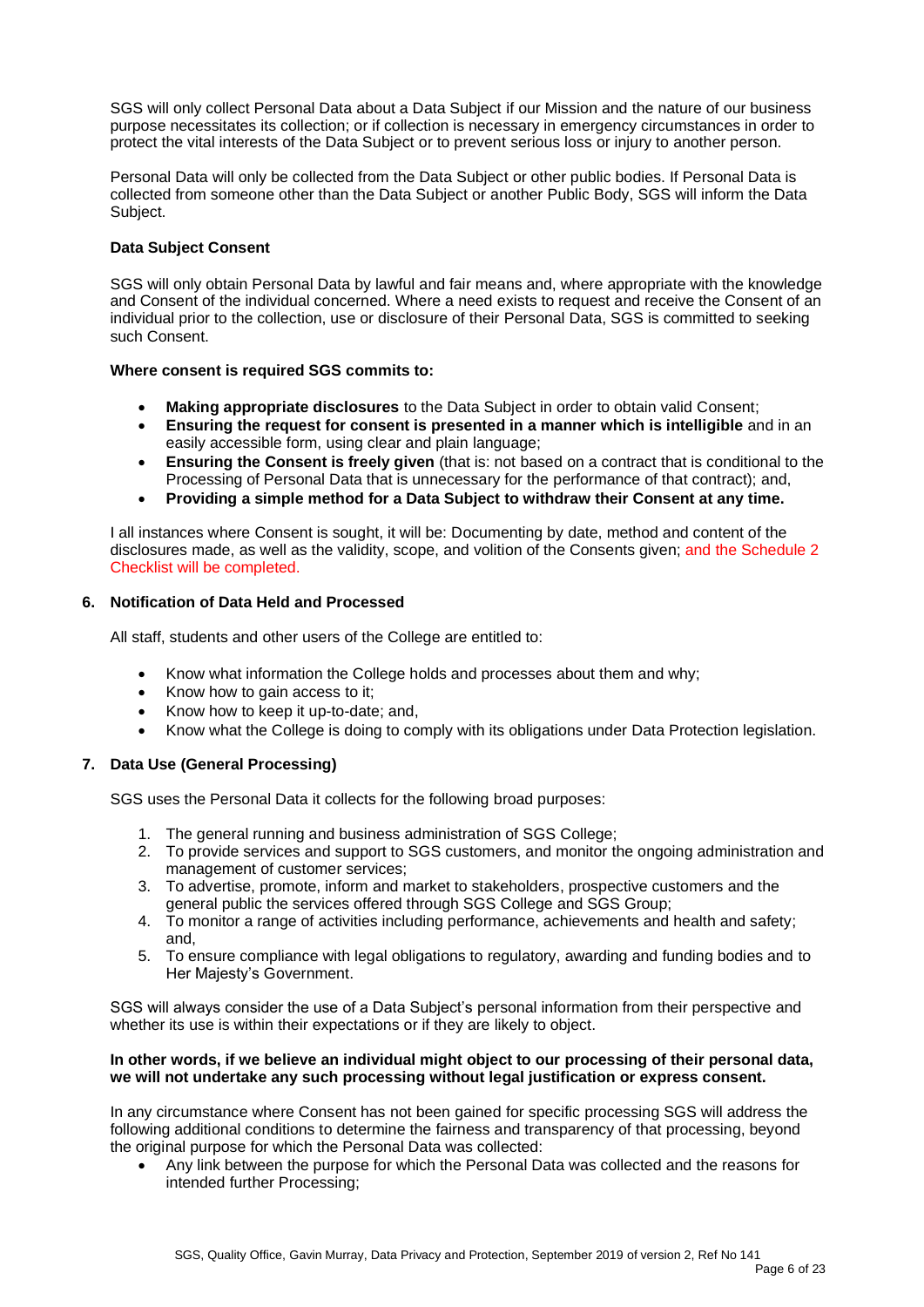SGS will only collect Personal Data about a Data Subject if our Mission and the nature of our business purpose necessitates its collection; or if collection is necessary in emergency circumstances in order to protect the vital interests of the Data Subject or to prevent serious loss or injury to another person.

Personal Data will only be collected from the Data Subject or other public bodies. If Personal Data is collected from someone other than the Data Subject or another Public Body, SGS will inform the Data Subject.

**Data Subject Consent**

SGS will only obtain Personal Data by lawful and fair means and, where appropriate with the knowledge and Consent of the individual concerned. Where a need exists to request and receive the Consent of an individual prior to the collection, use or disclosure of their Personal Data, SGS is committed to seeking such Consent.

**Where consent is required SGS commits to:**

- **Making appropriate disclosures** to the Data Subject in order to obtain valid Consent;
- **Ensuring the request for consent is presented in a manner which is intelligible** and in an easily accessible form, using clear and plain language;
- **Ensuring the Consent is freely given** (that is: not based on a contract that is conditional to the Processing of Personal Data that is unnecessary for the performance of that contract); and,
- **Providing a simple method for a Data Subject to withdraw their Consent at any time.**

I all instances where Consent is sought, it will be: Documenting by date, method and content of the disclosures made, as well as the validity, scope, and volition of the Consents given; and the Schedule 2 Checklist will be completed.

## 6. Notification of Data Held and Processed

All staff, students and other users of the College are entitled to:

- Know what information the College holds and processes about them and why;
- Know how to gain access to it;
- Know how to keep it up-to-date; and,
- Know what the College is doing to comply with its obligations under Data Protection legislation.

## 7. Data Use (General Processing)

SGS uses the Personal Data it collects for the following broad purposes:

1. The general running and business administration of SGS College;
2. To provide services and support to SGS customers, and monitor the ongoing administration and management of customer services;
3. To advertise, promote, inform and market to stakeholders, prospective customers and the general public the services offered through SGS College and SGS Group;
4. To monitor a range of activities including performance, achievements and health and safety; and,
5. To ensure compliance with legal obligations to regulatory, awarding and funding bodies and to Her Majesty's Government.

SGS will always consider the use of a Data Subject's personal information from their perspective and whether its use is within their expectations or if they are likely to object.

**In other words, if we believe an individual might object to our processing of their personal data, we will not undertake any such processing without legal justification or express consent.**

In any circumstance where Consent has not been gained for specific processing SGS will address the following additional conditions to determine the fairness and transparency of that processing, beyond the original purpose for which the Personal Data was collected:

- Any link between the purpose for which the Personal Data was collected and the reasons for intended further Processing;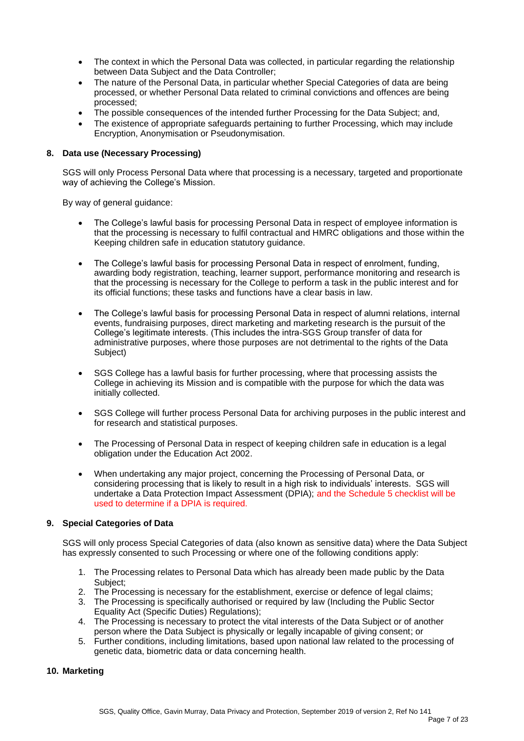- The context in which the Personal Data was collected, in particular regarding the relationship between Data Subject and the Data Controller;
- The nature of the Personal Data, in particular whether Special Categories of data are being processed, or whether Personal Data related to criminal convictions and offences are being processed;
- The possible consequences of the intended further Processing for the Data Subject; and,
- The existence of appropriate safeguards pertaining to further Processing, which may include Encryption, Anonymisation or Pseudonymisation.

## 8. Data use (Necessary Processing)

SGS will only Process Personal Data where that processing is a necessary, targeted and proportionate way of achieving the College's Mission.

By way of general guidance:

- The College's lawful basis for processing Personal Data in respect of employee information is that the processing is necessary to fulfil contractual and HMRC obligations and those within the Keeping children safe in education statutory guidance.

- The College's lawful basis for processing Personal Data in respect of enrolment, funding, awarding body registration, teaching, learner support, performance monitoring and research is that the processing is necessary for the College to perform a task in the public interest and for its official functions; these tasks and functions have a clear basis in law.

- The College's lawful basis for processing Personal Data in respect of alumni relations, internal events, fundraising purposes, direct marketing and marketing research is the pursuit of the College's legitimate interests. (This includes the intra-SGS Group transfer of data for administrative purposes, where those purposes are not detrimental to the rights of the Data Subject)

- SGS College has a lawful basis for further processing, where that processing assists the College in achieving its Mission and is compatible with the purpose for which the data was initially collected.

- SGS College will further process Personal Data for archiving purposes in the public interest and for research and statistical purposes.

- The Processing of Personal Data in respect of keeping children safe in education is a legal obligation under the Education Act 2002.

- When undertaking any major project, concerning the Processing of Personal Data, or considering processing that is likely to result in a high risk to individuals' interests. SGS will undertake a Data Protection Impact Assessment (DPIA); and the Schedule 5 checklist will be used to determine if a DPIA is required.

## 9. Special Categories of Data

SGS will only process Special Categories of data (also known as sensitive data) where the Data Subject has expressly consented to such Processing or where one of the following conditions apply:

1. The Processing relates to Personal Data which has already been made public by the Data Subject;
2. The Processing is necessary for the establishment, exercise or defence of legal claims;
3. The Processing is specifically authorised or required by law (Including the Public Sector Equality Act (Specific Duties) Regulations);
4. The Processing is necessary to protect the vital interests of the Data Subject or of another person where the Data Subject is physically or legally incapable of giving consent; or
5. Further conditions, including limitations, based upon national law related to the processing of genetic data, biometric data or data concerning health.

## 10. Marketing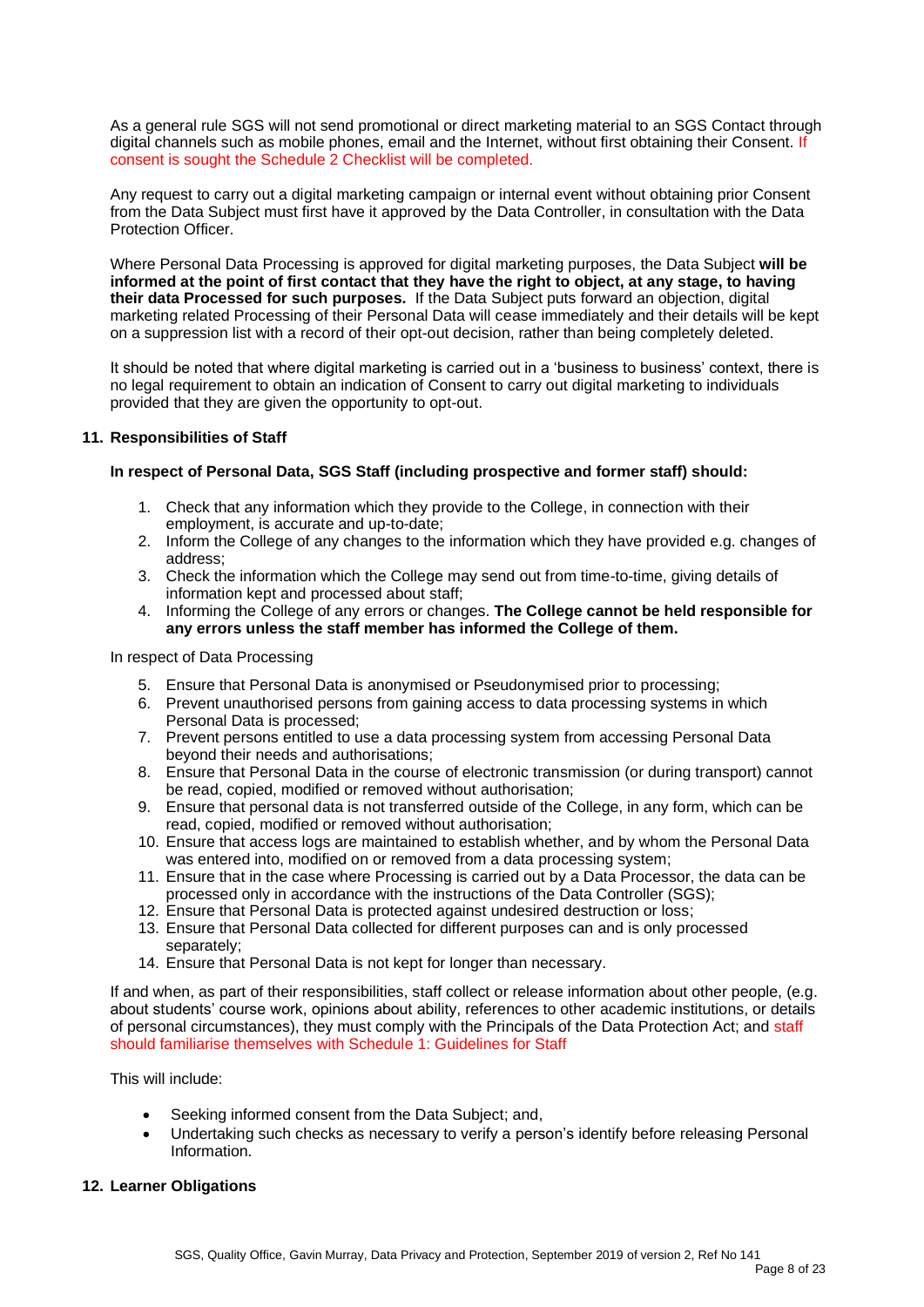As a general rule SGS will not send promotional or direct marketing material to an SGS Contact through digital channels such as mobile phones, email and the Internet, without first obtaining their Consent. If consent is sought the Schedule 2 Checklist will be completed.

Any request to carry out a digital marketing campaign or internal event without obtaining prior Consent from the Data Subject must first have it approved by the Data Controller, in consultation with the Data Protection Officer.

Where Personal Data Processing is approved for digital marketing purposes, the Data Subject **will be informed at the point of first contact that they have the right to object, at any stage, to having their data Processed for such purposes.** If the Data Subject puts forward an objection, digital marketing related Processing of their Personal Data will cease immediately and their details will be kept on a suppression list with a record of their opt-out decision, rather than being completely deleted.

It should be noted that where digital marketing is carried out in a 'business to business' context, there is no legal requirement to obtain an indication of Consent to carry out digital marketing to individuals provided that they are given the opportunity to opt-out.

## 11. Responsibilities of Staff

**In respect of Personal Data, SGS Staff (including prospective and former staff) should:**

1. Check that any information which they provide to the College, in connection with their employment, is accurate and up-to-date;
2. Inform the College of any changes to the information which they have provided e.g. changes of address;
3. Check the information which the College may send out from time-to-time, giving details of information kept and processed about staff;
4. Informing the College of any errors or changes. **The College cannot be held responsible for any errors unless the staff member has informed the College of them.**

In respect of Data Processing

5. Ensure that Personal Data is anonymised or Pseudonymised prior to processing;
6. Prevent unauthorised persons from gaining access to data processing systems in which Personal Data is processed;
7. Prevent persons entitled to use a data processing system from accessing Personal Data beyond their needs and authorisations;
8. Ensure that Personal Data in the course of electronic transmission (or during transport) cannot be read, copied, modified or removed without authorisation;
9. Ensure that personal data is not transferred outside of the College, in any form, which can be read, copied, modified or removed without authorisation;
10. Ensure that access logs are maintained to establish whether, and by whom the Personal Data was entered into, modified on or removed from a data processing system;
11. Ensure that in the case where Processing is carried out by a Data Processor, the data can be processed only in accordance with the instructions of the Data Controller (SGS);
12. Ensure that Personal Data is protected against undesired destruction or loss;
13. Ensure that Personal Data collected for different purposes can and is only processed separately;
14. Ensure that Personal Data is not kept for longer than necessary.

If and when, as part of their responsibilities, staff collect or release information about other people, (e.g. about students' course work, opinions about ability, references to other academic institutions, or details of personal circumstances), they must comply with the Principals of the Data Protection Act; and staff should familiarise themselves with Schedule 1: Guidelines for Staff

This will include:

- Seeking informed consent from the Data Subject; and,
- Undertaking such checks as necessary to verify a person's identify before releasing Personal Information.

## 12. Learner Obligations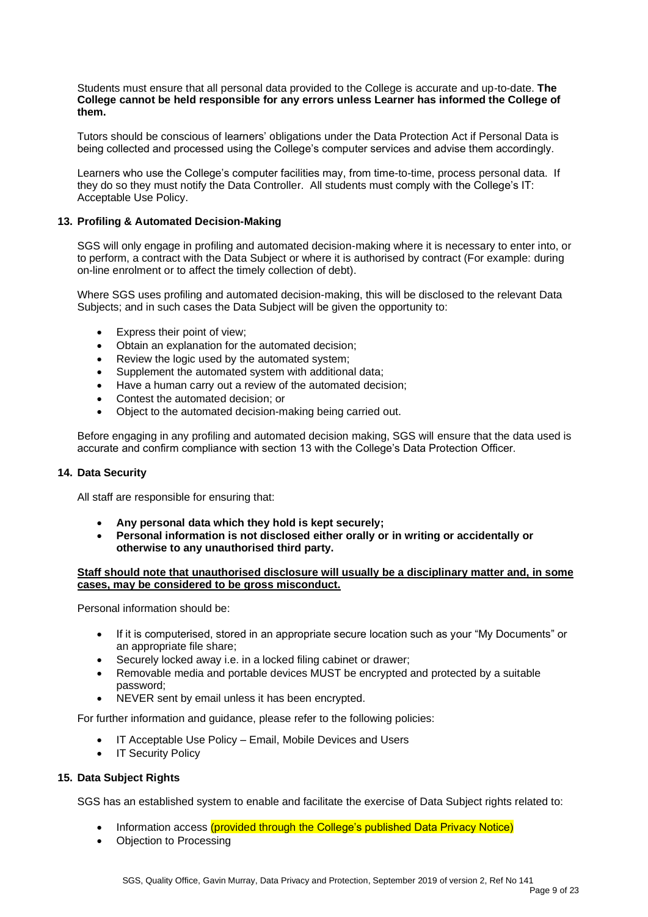Students must ensure that all personal data provided to the College is accurate and up-to-date. **The College cannot be held responsible for any errors unless Learner has informed the College of them.**

Tutors should be conscious of learners' obligations under the Data Protection Act if Personal Data is being collected and processed using the College's computer services and advise them accordingly.

Learners who use the College's computer facilities may, from time-to-time, process personal data. If they do so they must notify the Data Controller. All students must comply with the College's IT: Acceptable Use Policy.

### 13. Profiling & Automated Decision-Making

SGS will only engage in profiling and automated decision-making where it is necessary to enter into, or to perform, a contract with the Data Subject or where it is authorised by contract (For example: during on-line enrolment or to affect the timely collection of debt).

Where SGS uses profiling and automated decision-making, this will be disclosed to the relevant Data Subjects; and in such cases the Data Subject will be given the opportunity to:

- Express their point of view;
- Obtain an explanation for the automated decision;
- Review the logic used by the automated system;
- Supplement the automated system with additional data;
- Have a human carry out a review of the automated decision;
- Contest the automated decision; or
- Object to the automated decision-making being carried out.

Before engaging in any profiling and automated decision making, SGS will ensure that the data used is accurate and confirm compliance with section 13 with the College's Data Protection Officer.

### 14. Data Security

All staff are responsible for ensuring that:

- **Any personal data which they hold is kept securely;**
- **Personal information is not disclosed either orally or in writing or accidentally or otherwise to any unauthorised third party.**

**Staff should note that unauthorised disclosure will usually be a disciplinary matter and, in some cases, may be considered to be gross misconduct.**

Personal information should be:

- If it is computerised, stored in an appropriate secure location such as your "My Documents" or an appropriate file share;
- Securely locked away i.e. in a locked filing cabinet or drawer;
- Removable media and portable devices MUST be encrypted and protected by a suitable password;
- NEVER sent by email unless it has been encrypted.

For further information and guidance, please refer to the following policies:

- IT Acceptable Use Policy – Email, Mobile Devices and Users
- IT Security Policy

### 15. Data Subject Rights

SGS has an established system to enable and facilitate the exercise of Data Subject rights related to:

- Information access (provided through the College's published Data Privacy Notice)
- Objection to Processing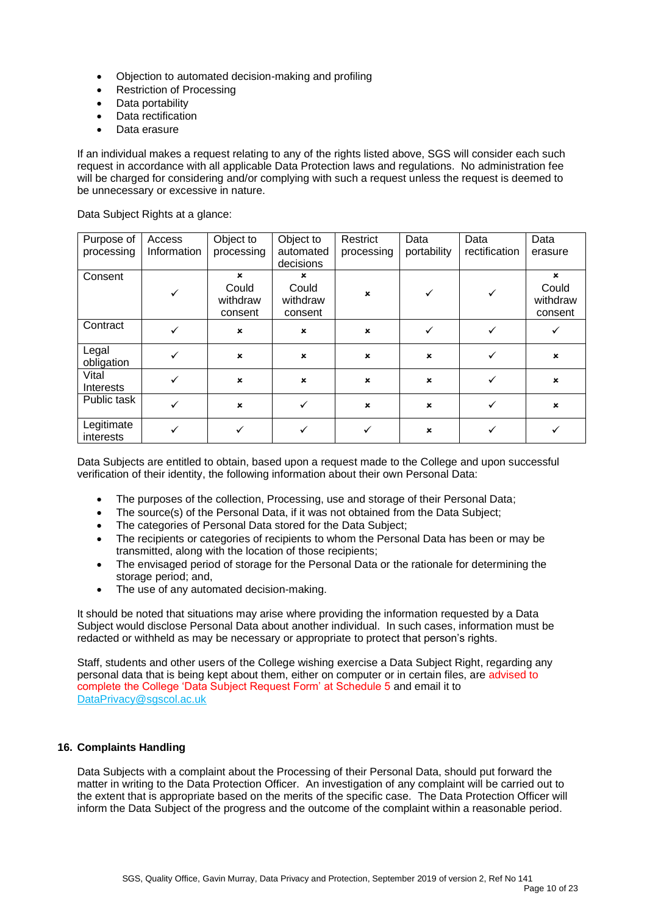- Objection to automated decision-making and profiling
- Restriction of Processing
- Data portability
- Data rectification
- Data erasure

If an individual makes a request relating to any of the rights listed above, SGS will consider each such request in accordance with all applicable Data Protection laws and regulations. No administration fee will be charged for considering and/or complying with such a request unless the request is deemed to be unnecessary or excessive in nature.

Data Subject Rights at a glance:

| Purpose of processing | Access Information | Object to processing | Object to automated decisions | Restrict processing | Data portability | Data rectification | Data erasure |
|---|---|---|---|---|---|---|---|
| Consent | ✓ | × Could withdraw consent | × Could withdraw consent | × | ✓ | ✓ | × Could withdraw consent |
| Contract | ✓ | × | × | × | ✓ | ✓ | ✓ |
| Legal obligation | ✓ | × | × | × | × | ✓ | × |
| Vital Interests | ✓ | × | × | × | × | ✓ | × |
| Public task | ✓ | × | ✓ | × | × | ✓ | × |
| Legitimate interests | ✓ | ✓ | ✓ | ✓ | × | ✓ | ✓ |

Data Subjects are entitled to obtain, based upon a request made to the College and upon successful verification of their identity, the following information about their own Personal Data:

- The purposes of the collection, Processing, use and storage of their Personal Data;
- The source(s) of the Personal Data, if it was not obtained from the Data Subject;
- The categories of Personal Data stored for the Data Subject;
- The recipients or categories of recipients to whom the Personal Data has been or may be transmitted, along with the location of those recipients;
- The envisaged period of storage for the Personal Data or the rationale for determining the storage period; and,
- The use of any automated decision-making.

It should be noted that situations may arise where providing the information requested by a Data Subject would disclose Personal Data about another individual. In such cases, information must be redacted or withheld as may be necessary or appropriate to protect that person's rights.

Staff, students and other users of the College wishing exercise a Data Subject Right, regarding any personal data that is being kept about them, either on computer or in certain files, are advised to complete the College 'Data Subject Request Form' at Schedule 5 and email it to DataPrivacy@sgscol.ac.uk

## 16. Complaints Handling

Data Subjects with a complaint about the Processing of their Personal Data, should put forward the matter in writing to the Data Protection Officer. An investigation of any complaint will be carried out to the extent that is appropriate based on the merits of the specific case. The Data Protection Officer will inform the Data Subject of the progress and the outcome of the complaint within a reasonable period.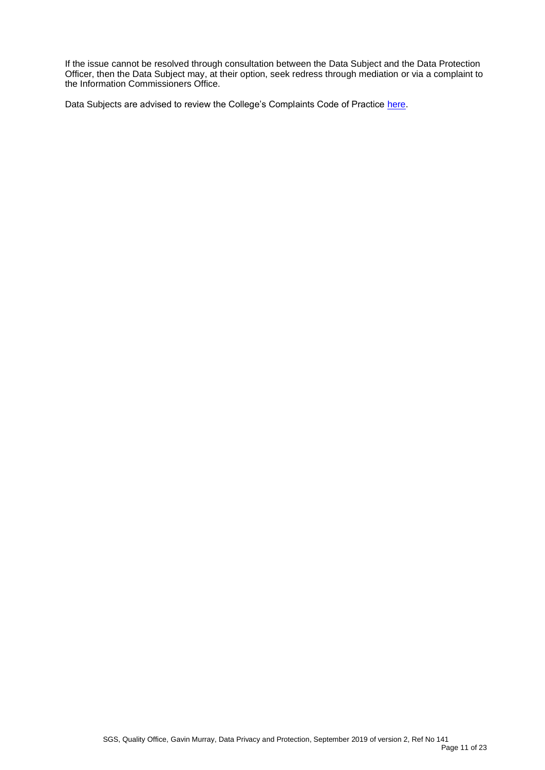If the issue cannot be resolved through consultation between the Data Subject and the Data Protection Officer, then the Data Subject may, at their option, seek redress through mediation or via a complaint to the Information Commissioners Office.

Data Subjects are advised to review the College's Complaints Code of Practice here.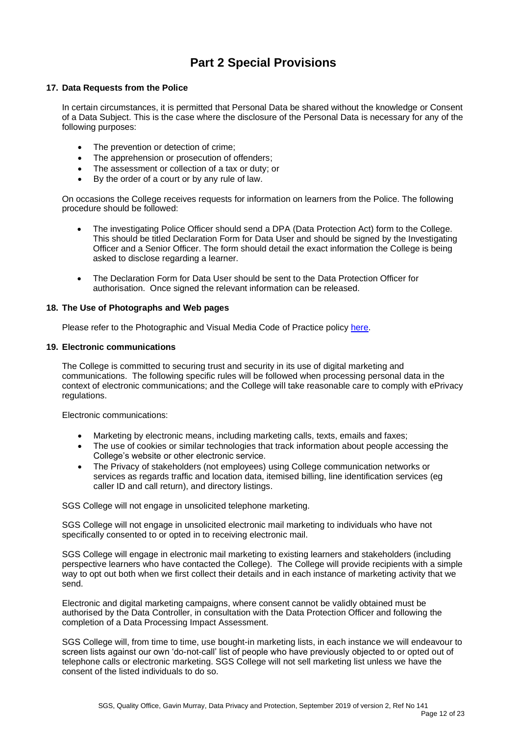# Part 2 Special Provisions

### 17. Data Requests from the Police

In certain circumstances, it is permitted that Personal Data be shared without the knowledge or Consent of a Data Subject. This is the case where the disclosure of the Personal Data is necessary for any of the following purposes:

- The prevention or detection of crime;
- The apprehension or prosecution of offenders;
- The assessment or collection of a tax or duty; or
- By the order of a court or by any rule of law.

On occasions the College receives requests for information on learners from the Police. The following procedure should be followed:

- The investigating Police Officer should send a DPA (Data Protection Act) form to the College. This should be titled Declaration Form for Data User and should be signed by the Investigating Officer and a Senior Officer. The form should detail the exact information the College is being asked to disclose regarding a learner.

- The Declaration Form for Data User should be sent to the Data Protection Officer for authorisation. Once signed the relevant information can be released.

### 18. The Use of Photographs and Web pages

Please refer to the Photographic and Visual Media Code of Practice policy here.

### 19. Electronic communications

The College is committed to securing trust and security in its use of digital marketing and communications. The following specific rules will be followed when processing personal data in the context of electronic communications; and the College will take reasonable care to comply with ePrivacy regulations.

Electronic communications:

- Marketing by electronic means, including marketing calls, texts, emails and faxes;
- The use of cookies or similar technologies that track information about people accessing the College's website or other electronic service.
- The Privacy of stakeholders (not employees) using College communication networks or services as regards traffic and location data, itemised billing, line identification services (eg caller ID and call return), and directory listings.

SGS College will not engage in unsolicited telephone marketing.

SGS College will not engage in unsolicited electronic mail marketing to individuals who have not specifically consented to or opted in to receiving electronic mail.

SGS College will engage in electronic mail marketing to existing learners and stakeholders (including perspective learners who have contacted the College). The College will provide recipients with a simple way to opt out both when we first collect their details and in each instance of marketing activity that we send.

Electronic and digital marketing campaigns, where consent cannot be validly obtained must be authorised by the Data Controller, in consultation with the Data Protection Officer and following the completion of a Data Processing Impact Assessment.

SGS College will, from time to time, use bought-in marketing lists, in each instance we will endeavour to screen lists against our own 'do-not-call' list of people who have previously objected to or opted out of telephone calls or electronic marketing. SGS College will not sell marketing list unless we have the consent of the listed individuals to do so.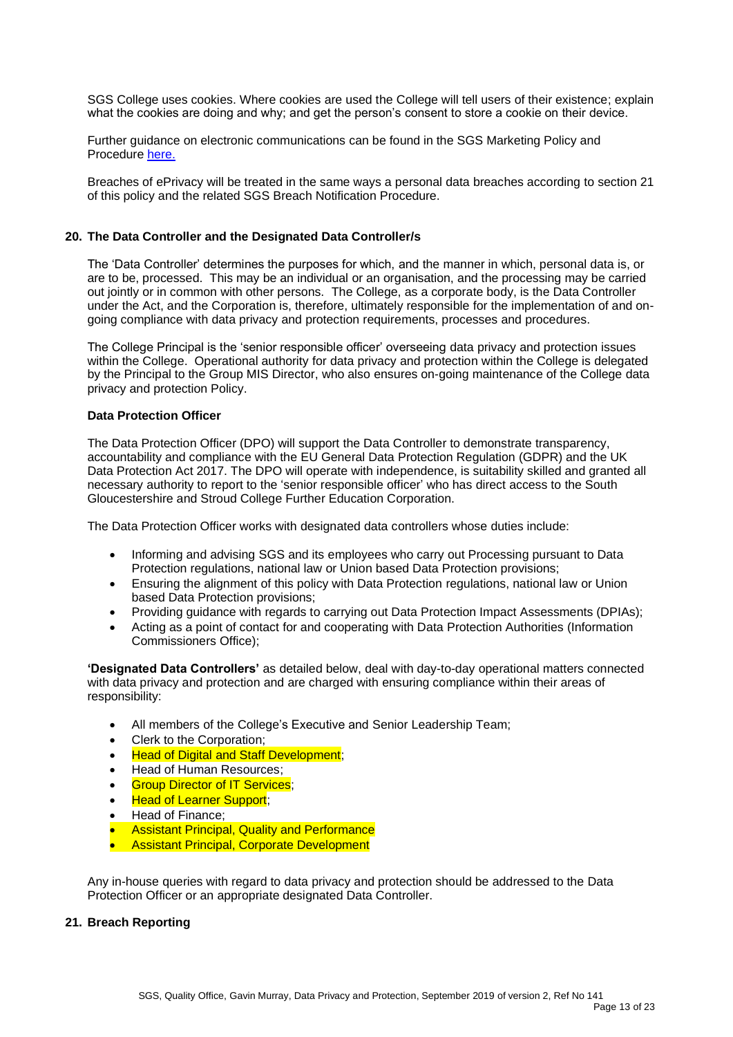SGS College uses cookies. Where cookies are used the College will tell users of their existence; explain what the cookies are doing and why; and get the person's consent to store a cookie on their device.

Further guidance on electronic communications can be found in the SGS Marketing Policy and Procedure here.

Breaches of ePrivacy will be treated in the same ways a personal data breaches according to section 21 of this policy and the related SGS Breach Notification Procedure.

## 20. The Data Controller and the Designated Data Controller/s

The 'Data Controller' determines the purposes for which, and the manner in which, personal data is, or are to be, processed. This may be an individual or an organisation, and the processing may be carried out jointly or in common with other persons. The College, as a corporate body, is the Data Controller under the Act, and the Corporation is, therefore, ultimately responsible for the implementation of and on-going compliance with data privacy and protection requirements, processes and procedures.

The College Principal is the 'senior responsible officer' overseeing data privacy and protection issues within the College. Operational authority for data privacy and protection within the College is delegated by the Principal to the Group MIS Director, who also ensures on-going maintenance of the College data privacy and protection Policy.

### Data Protection Officer

The Data Protection Officer (DPO) will support the Data Controller to demonstrate transparency, accountability and compliance with the EU General Data Protection Regulation (GDPR) and the UK Data Protection Act 2017. The DPO will operate with independence, is suitability skilled and granted all necessary authority to report to the 'senior responsible officer' who has direct access to the South Gloucestershire and Stroud College Further Education Corporation.

The Data Protection Officer works with designated data controllers whose duties include:

- Informing and advising SGS and its employees who carry out Processing pursuant to Data Protection regulations, national law or Union based Data Protection provisions;
- Ensuring the alignment of this policy with Data Protection regulations, national law or Union based Data Protection provisions;
- Providing guidance with regards to carrying out Data Protection Impact Assessments (DPIAs);
- Acting as a point of contact for and cooperating with Data Protection Authorities (Information Commissioners Office);

**'Designated Data Controllers'** as detailed below, deal with day-to-day operational matters connected with data privacy and protection and are charged with ensuring compliance within their areas of responsibility:

- All members of the College's Executive and Senior Leadership Team;
- Clerk to the Corporation;
- Head of Digital and Staff Development;
- Head of Human Resources;
- Group Director of IT Services;
- Head of Learner Support;
- Head of Finance;
- Assistant Principal, Quality and Performance
- Assistant Principal, Corporate Development

Any in-house queries with regard to data privacy and protection should be addressed to the Data Protection Officer or an appropriate designated Data Controller.

## 21. Breach Reporting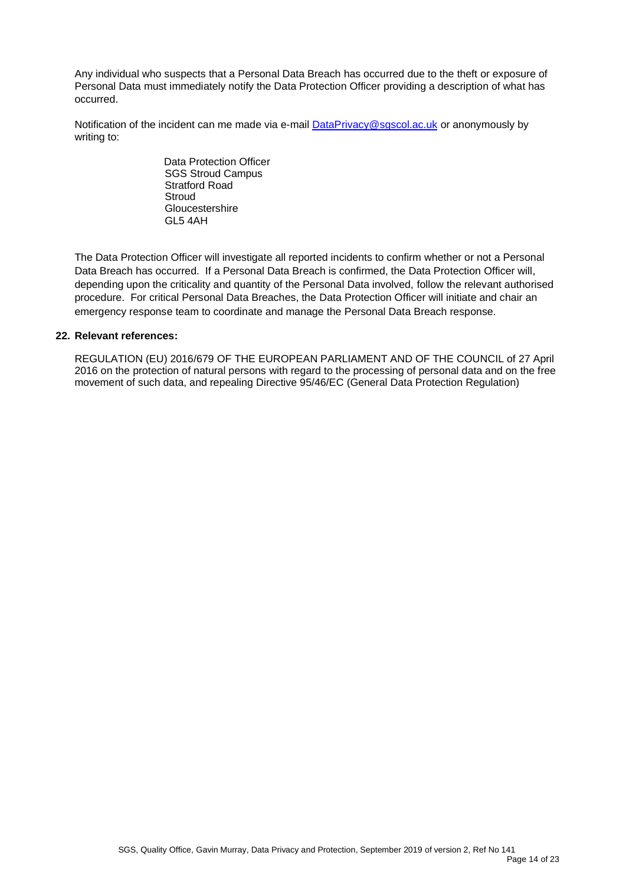Any individual who suspects that a Personal Data Breach has occurred due to the theft or exposure of Personal Data must immediately notify the Data Protection Officer providing a description of what has occurred.

Notification of the incident can me made via e-mail [DataPrivacy@sgscol.ac.uk](mailto:DataPrivacy@sgscol.ac.uk) or anonymously by writing to:

> Data Protection Officer
> SGS Stroud Campus
> Stratford Road
> Stroud
> Gloucestershire
> GL5 4AH

The Data Protection Officer will investigate all reported incidents to confirm whether or not a Personal Data Breach has occurred. If a Personal Data Breach is confirmed, the Data Protection Officer will, depending upon the criticality and quantity of the Personal Data involved, follow the relevant authorised procedure. For critical Personal Data Breaches, the Data Protection Officer will initiate and chair an emergency response team to coordinate and manage the Personal Data Breach response.

**22. Relevant references:**

REGULATION (EU) 2016/679 OF THE EUROPEAN PARLIAMENT AND OF THE COUNCIL of 27 April 2016 on the protection of natural persons with regard to the processing of personal data and on the free movement of such data, and repealing Directive 95/46/EC (General Data Protection Regulation)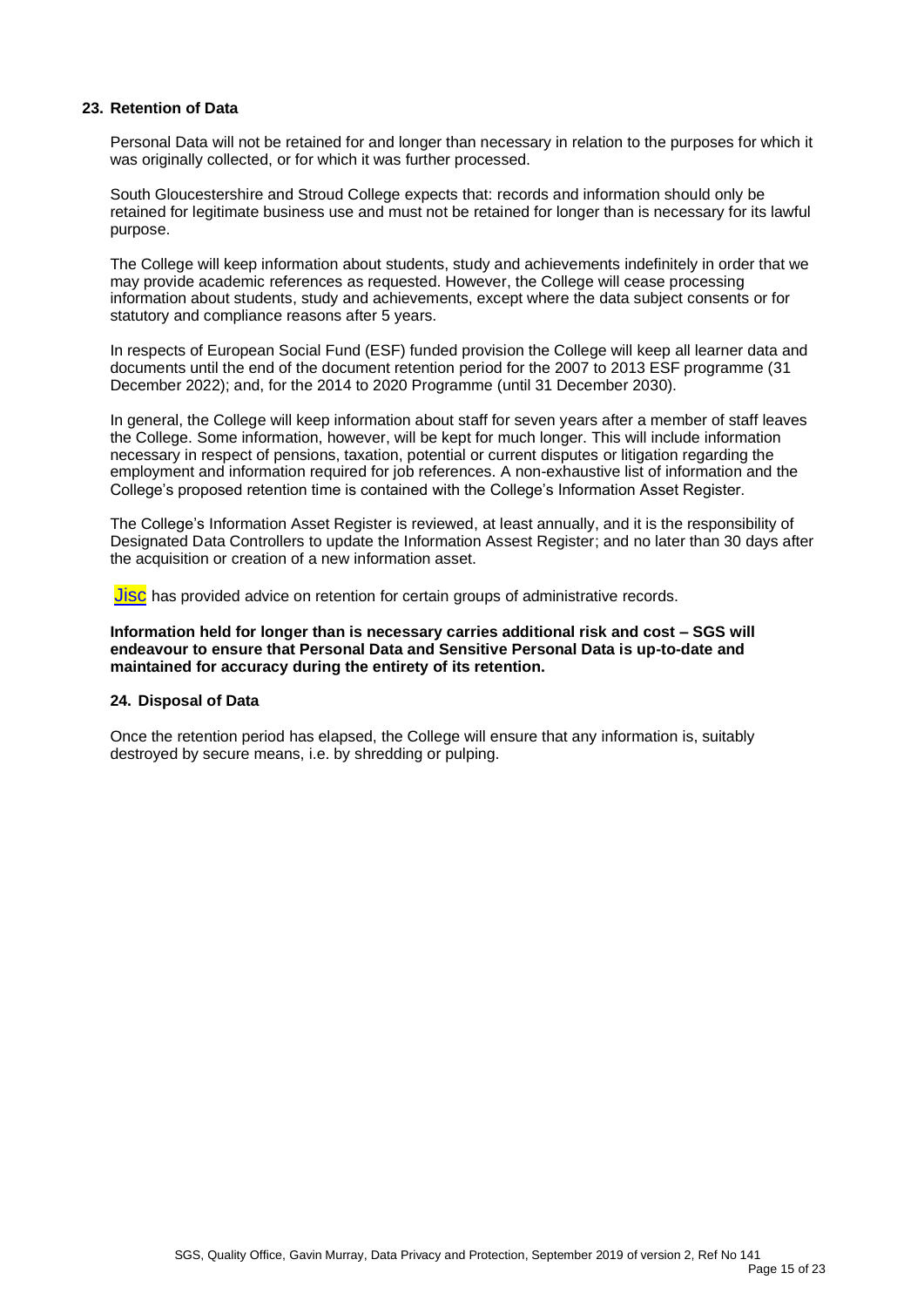## 23. Retention of Data

Personal Data will not be retained for and longer than necessary in relation to the purposes for which it was originally collected, or for which it was further processed.

South Gloucestershire and Stroud College expects that: records and information should only be retained for legitimate business use and must not be retained for longer than is necessary for its lawful purpose.

The College will keep information about students, study and achievements indefinitely in order that we may provide academic references as requested. However, the College will cease processing information about students, study and achievements, except where the data subject consents or for statutory and compliance reasons after 5 years.

In respects of European Social Fund (ESF) funded provision the College will keep all learner data and documents until the end of the document retention period for the 2007 to 2013 ESF programme (31 December 2022); and, for the 2014 to 2020 Programme (until 31 December 2030).

In general, the College will keep information about staff for seven years after a member of staff leaves the College. Some information, however, will be kept for much longer. This will include information necessary in respect of pensions, taxation, potential or current disputes or litigation regarding the employment and information required for job references. A non-exhaustive list of information and the College's proposed retention time is contained with the College's Information Asset Register.

The College's Information Asset Register is reviewed, at least annually, and it is the responsibility of Designated Data Controllers to update the Information Assest Register; and no later than 30 days after the acquisition or creation of a new information asset.

Jisc has provided advice on retention for certain groups of administrative records.

**Information held for longer than is necessary carries additional risk and cost – SGS will endeavour to ensure that Personal Data and Sensitive Personal Data is up-to-date and maintained for accuracy during the entirety of its retention.**

## 24. Disposal of Data

Once the retention period has elapsed, the College will ensure that any information is, suitably destroyed by secure means, i.e. by shredding or pulping.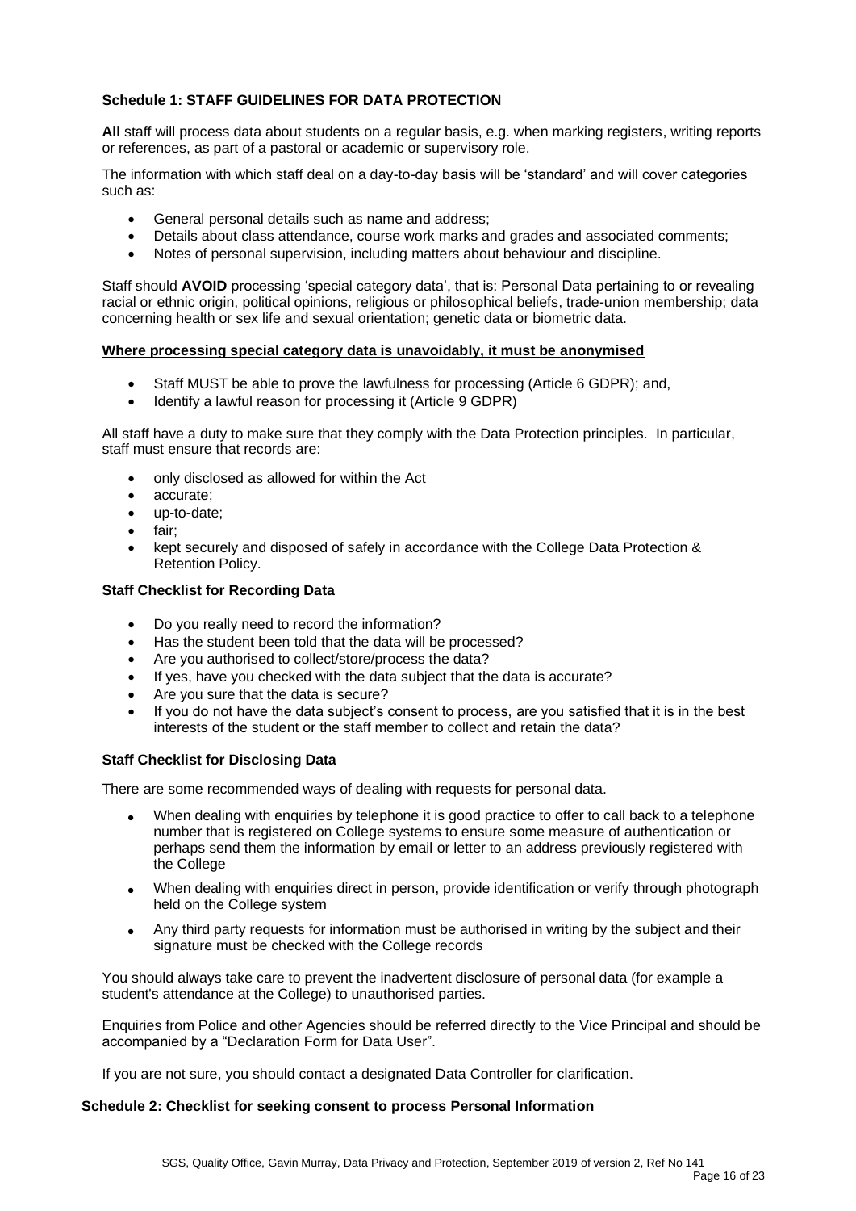### Schedule 1: STAFF GUIDELINES FOR DATA PROTECTION

**All** staff will process data about students on a regular basis, e.g. when marking registers, writing reports or references, as part of a pastoral or academic or supervisory role.

The information with which staff deal on a day-to-day basis will be 'standard' and will cover categories such as:

- General personal details such as name and address;
- Details about class attendance, course work marks and grades and associated comments;
- Notes of personal supervision, including matters about behaviour and discipline.

Staff should **AVOID** processing 'special category data', that is: Personal Data pertaining to or revealing racial or ethnic origin, political opinions, religious or philosophical beliefs, trade-union membership; data concerning health or sex life and sexual orientation; genetic data or biometric data.

**Where processing special category data is unavoidably, it must be anonymised**

- Staff MUST be able to prove the lawfulness for processing (Article 6 GDPR); and,
- Identify a lawful reason for processing it (Article 9 GDPR)

All staff have a duty to make sure that they comply with the Data Protection principles. In particular, staff must ensure that records are:

- only disclosed as allowed for within the Act
- accurate;
- up-to-date;
- fair;
- kept securely and disposed of safely in accordance with the College Data Protection & Retention Policy.

#### Staff Checklist for Recording Data

- Do you really need to record the information?
- Has the student been told that the data will be processed?
- Are you authorised to collect/store/process the data?
- If yes, have you checked with the data subject that the data is accurate?
- Are you sure that the data is secure?
- If you do not have the data subject's consent to process, are you satisfied that it is in the best interests of the student or the staff member to collect and retain the data?

#### Staff Checklist for Disclosing Data

There are some recommended ways of dealing with requests for personal data.

- When dealing with enquiries by telephone it is good practice to offer to call back to a telephone number that is registered on College systems to ensure some measure of authentication or perhaps send them the information by email or letter to an address previously registered with the College
- When dealing with enquiries direct in person, provide identification or verify through photograph held on the College system
- Any third party requests for information must be authorised in writing by the subject and their signature must be checked with the College records

You should always take care to prevent the inadvertent disclosure of personal data (for example a student's attendance at the College) to unauthorised parties.

Enquiries from Police and other Agencies should be referred directly to the Vice Principal and should be accompanied by a "Declaration Form for Data User".

If you are not sure, you should contact a designated Data Controller for clarification.

### Schedule 2: Checklist for seeking consent to process Personal Information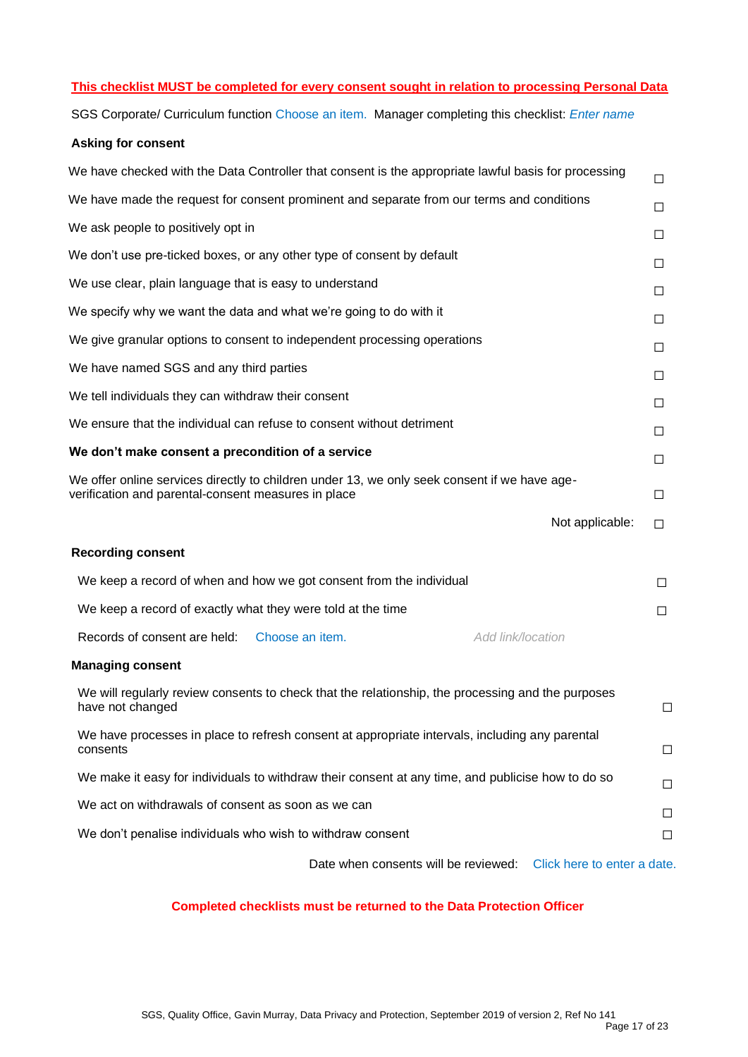**This checklist MUST be completed for every consent sought in relation to processing Personal Data**

SGS Corporate/ Curriculum function Choose an item. Manager completing this checklist: *Enter name*

**Asking for consent**

- We have checked with the Data Controller that consent is the appropriate lawful basis for processing ☐
- We have made the request for consent prominent and separate from our terms and conditions ☐
- We ask people to positively opt in ☐
- We don't use pre-ticked boxes, or any other type of consent by default ☐
- We use clear, plain language that is easy to understand ☐
- We specify why we want the data and what we're going to do with it ☐
- We give granular options to consent to independent processing operations ☐
- We have named SGS and any third parties ☐
- We tell individuals they can withdraw their consent ☐
- We ensure that the individual can refuse to consent without detriment ☐
- **We don't make consent a precondition of a service** ☐
- We offer online services directly to children under 13, we only seek consent if we have age-verification and parental-consent measures in place ☐

Not applicable: ☐

**Recording consent**

- We keep a record of when and how we got consent from the individual ☐
- We keep a record of exactly what they were told at the time ☐

Records of consent are held: Choose an item. *Add link/location*

**Managing consent**

- We will regularly review consents to check that the relationship, the processing and the purposes have not changed ☐
- We have processes in place to refresh consent at appropriate intervals, including any parental consents ☐
- We make it easy for individuals to withdraw their consent at any time, and publicise how to do so ☐
- We act on withdrawals of consent as soon as we can ☐
- We don't penalise individuals who wish to withdraw consent ☐

Date when consents will be reviewed: Click here to enter a date.

**Completed checklists must be returned to the Data Protection Officer**

SGS, Quality Office, Gavin Murray, Data Privacy and Protection, September 2019 of version 2, Ref No 141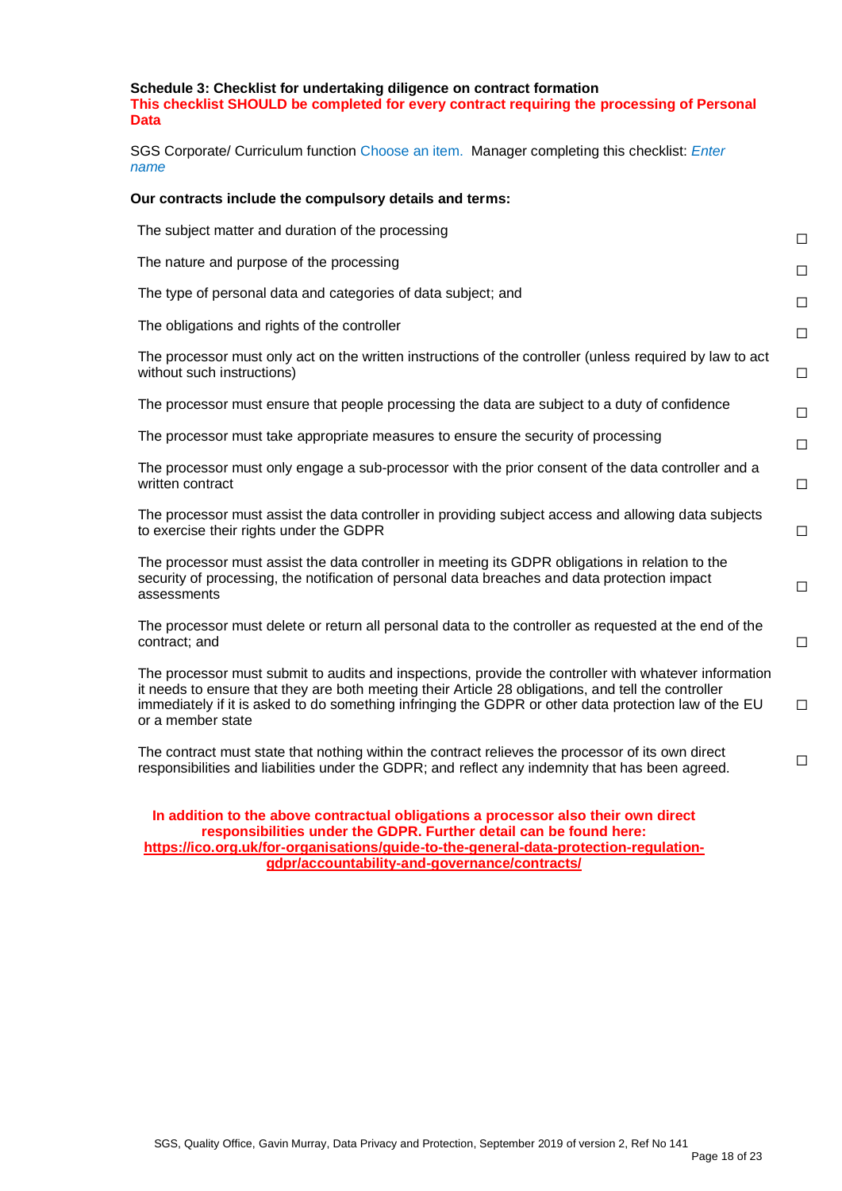**Schedule 3: Checklist for undertaking diligence on contract formation**
**This checklist SHOULD be completed for every contract requiring the processing of Personal Data**

SGS Corporate/ Curriculum function Choose an item. Manager completing this checklist: *Enter name*

**Our contracts include the compulsory details and terms:**

| | |
|---|---|
| The subject matter and duration of the processing | ☐ |
| The nature and purpose of the processing | ☐ |
| The type of personal data and categories of data subject; and | ☐ |
| The obligations and rights of the controller | ☐ |
| The processor must only act on the written instructions of the controller (unless required by law to act without such instructions) | ☐ |
| The processor must ensure that people processing the data are subject to a duty of confidence | ☐ |
| The processor must take appropriate measures to ensure the security of processing | ☐ |
| The processor must only engage a sub-processor with the prior consent of the data controller and a written contract | ☐ |
| The processor must assist the data controller in providing subject access and allowing data subjects to exercise their rights under the GDPR | ☐ |
| The processor must assist the data controller in meeting its GDPR obligations in relation to the security of processing, the notification of personal data breaches and data protection impact assessments | ☐ |
| The processor must delete or return all personal data to the controller as requested at the end of the contract; and | ☐ |
| The processor must submit to audits and inspections, provide the controller with whatever information it needs to ensure that they are both meeting their Article 28 obligations, and tell the controller immediately if it is asked to do something infringing the GDPR or other data protection law of the EU or a member state | ☐ |
| The contract must state that nothing within the contract relieves the processor of its own direct responsibilities and liabilities under the GDPR; and reflect any indemnity that has been agreed. | ☐ |

**In addition to the above contractual obligations a processor also their own direct responsibilities under the GDPR. Further detail can be found here: https://ico.org.uk/for-organisations/guide-to-the-general-data-protection-regulation-gdpr/accountability-and-governance/contracts/**

SGS, Quality Office, Gavin Murray, Data Privacy and Protection, September 2019 of version 2, Ref No 141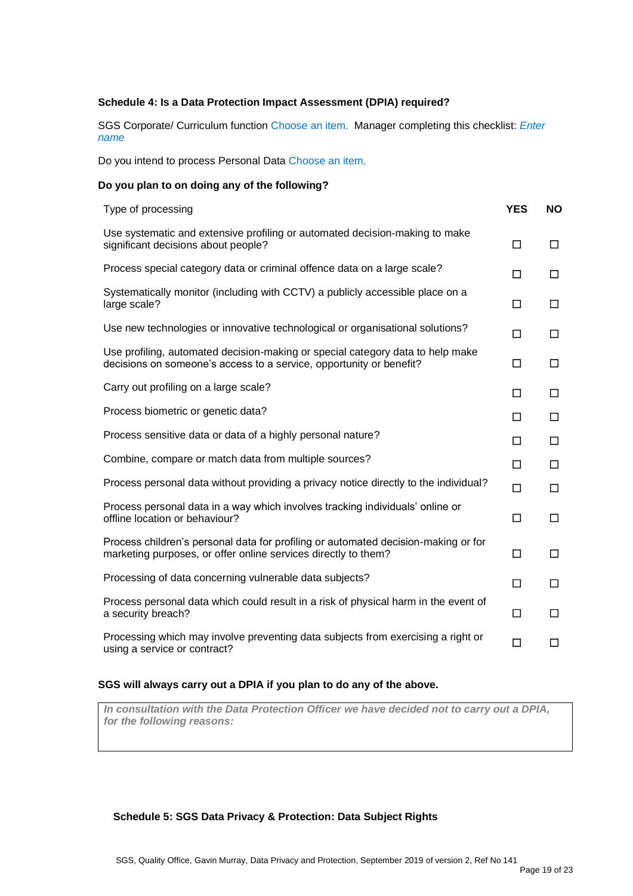**Schedule 4: Is a Data Protection Impact Assessment (DPIA) required?**

SGS Corporate/ Curriculum function Choose an item. Manager completing this checklist: *Enter name*

Do you intend to process Personal Data Choose an item.

**Do you plan to on doing any of the following?**

| Type of processing | **YES** | **NO** |
|---|---|---|
| Use systematic and extensive profiling or automated decision-making to make significant decisions about people? | ☐ | ☐ |
| Process special category data or criminal offence data on a large scale? | ☐ | ☐ |
| Systematically monitor (including with CCTV) a publicly accessible place on a large scale? | ☐ | ☐ |
| Use new technologies or innovative technological or organisational solutions? | ☐ | ☐ |
| Use profiling, automated decision-making or special category data to help make decisions on someone's access to a service, opportunity or benefit? | ☐ | ☐ |
| Carry out profiling on a large scale? | ☐ | ☐ |
| Process biometric or genetic data? | ☐ | ☐ |
| Process sensitive data or data of a highly personal nature? | ☐ | ☐ |
| Combine, compare or match data from multiple sources? | ☐ | ☐ |
| Process personal data without providing a privacy notice directly to the individual? | ☐ | ☐ |
| Process personal data in a way which involves tracking individuals' online or offline location or behaviour? | ☐ | ☐ |
| Process children's personal data for profiling or automated decision-making or for marketing purposes, or offer online services directly to them? | ☐ | ☐ |
| Processing of data concerning vulnerable data subjects? | ☐ | ☐ |
| Process personal data which could result in a risk of physical harm in the event of a security breach? | ☐ | ☐ |
| Processing which may involve preventing data subjects from exercising a right or using a service or contract? | ☐ | ☐ |

**SGS will always carry out a DPIA if you plan to do any of the above.**

| ***In consultation with the Data Protection Officer we have decided not to carry out a DPIA, for the following reasons:*** |
|---|
| |

**Schedule 5: SGS Data Privacy & Protection: Data Subject Rights**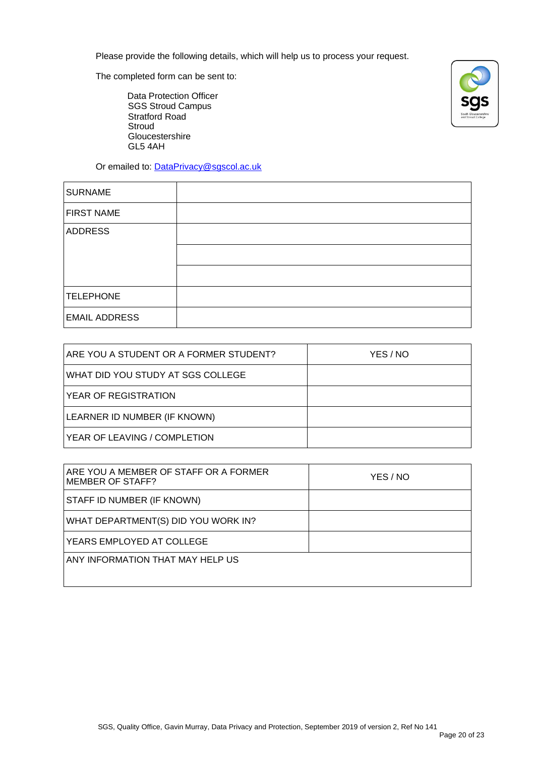Please provide the following details, which will help us to process your request.

The completed form can be sent to:

Data Protection Officer
SGS Stroud Campus
Stratford Road
Stroud
Gloucestershire
GL5 4AH

Or emailed to: DataPrivacy@sgscol.ac.uk

| | |
|---|---|
| SURNAME | |
| FIRST NAME | |
| ADDRESS | |
| | |
| | |
| TELEPHONE | |
| EMAIL ADDRESS | |

| | |
|---|---|
| ARE YOU A STUDENT OR A FORMER STUDENT? | YES / NO |
| WHAT DID YOU STUDY AT SGS COLLEGE | |
| YEAR OF REGISTRATION | |
| LEARNER ID NUMBER (IF KNOWN) | |
| YEAR OF LEAVING / COMPLETION | |

| | |
|---|---|
| ARE YOU A MEMBER OF STAFF OR A FORMER MEMBER OF STAFF? | YES / NO |
| STAFF ID NUMBER (IF KNOWN) | |
| WHAT DEPARTMENT(S) DID YOU WORK IN? | |
| YEARS EMPLOYED AT COLLEGE | |
| ANY INFORMATION THAT MAY HELP US | |

SGS, Quality Office, Gavin Murray, Data Privacy and Protection, September 2019 of version 2, Ref No 141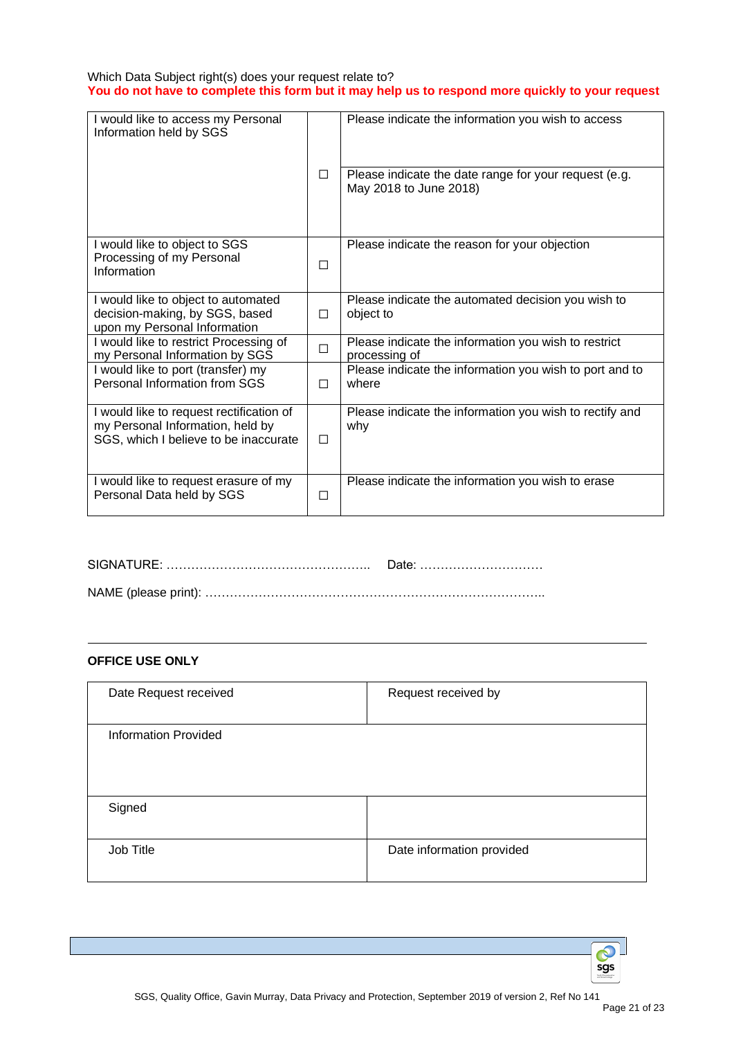Which Data Subject right(s) does your request relate to?
**You do not have to complete this form but it may help us to respond more quickly to your request**

| Right | | Details |
|---|---|---|
| I would like to access my Personal Information held by SGS | ☐ | Please indicate the information you wish to access |
| | | Please indicate the date range for your request (e.g. May 2018 to June 2018) |
| I would like to object to SGS Processing of my Personal Information | ☐ | Please indicate the reason for your objection |
| I would like to object to automated decision-making, by SGS, based upon my Personal Information | ☐ | Please indicate the automated decision you wish to object to |
| I would like to restrict Processing of my Personal Information by SGS | ☐ | Please indicate the information you wish to restrict processing of |
| I would like to port (transfer) my Personal Information from SGS | ☐ | Please indicate the information you wish to port and to where |
| I would like to request rectification of my Personal Information, held by SGS, which I believe to be inaccurate | ☐ | Please indicate the information you wish to rectify and why |
| I would like to request erasure of my Personal Data held by SGS | ☐ | Please indicate the information you wish to erase |

SIGNATURE: ………………………………………….. Date: …………………………

NAME (please print): ………………………………………………………………………..

**OFFICE USE ONLY**

| Date Request received | Request received by |
|---|---|
| Information Provided | |
| Signed | |
| Job Title | Date information provided |

SGS, Quality Office, Gavin Murray, Data Privacy and Protection, September 2019 of version 2, Ref No 141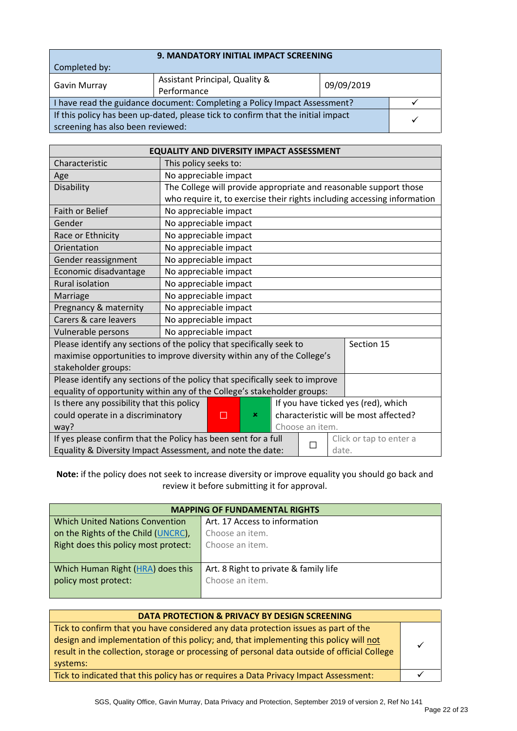| 9. MANDATORY INITIAL IMPACT SCREENING | | |
|---|---|---|
| Completed by: | | |
| Gavin Murray | Assistant Principal, Quality & Performance | 09/09/2019 |
| I have read the guidance document: Completing a Policy Impact Assessment? | | ✓ |
| If this policy has been up-dated, please tick to confirm that the initial impact screening has also been reviewed: | | ✓ |

| EQUALITY AND DIVERSITY IMPACT ASSESSMENT | | | | | |
|---|---|---|---|---|---|
| Characteristic | This policy seeks to: | | | | |
| Age | No appreciable impact | | | | |
| Disability | The College will provide appropriate and reasonable support those who require it, to exercise their rights including accessing information | | | | |
| Faith or Belief | No appreciable impact | | | | |
| Gender | No appreciable impact | | | | |
| Race or Ethnicity | No appreciable impact | | | | |
| Orientation | No appreciable impact | | | | |
| Gender reassignment | No appreciable impact | | | | |
| Economic disadvantage | No appreciable impact | | | | |
| Rural isolation | No appreciable impact | | | | |
| Marriage | No appreciable impact | | | | |
| Pregnancy & maternity | No appreciable impact | | | | |
| Carers & care leavers | No appreciable impact | | | | |
| Vulnerable persons | No appreciable impact | | | | |
| Please identify any sections of the policy that specifically seek to maximise opportunities to improve diversity within any of the College's stakeholder groups: | | | | | Section 15 |
| Please identify any sections of the policy that specifically seek to improve equality of opportunity within any of the College's stakeholder groups: | | | | | |
| Is there any possibility that this policy could operate in a discriminatory way? | ☐ | ☒ | If you have ticked yes (red), which characteristic will be most affected? | | Choose an item. |
| If yes please confirm that the Policy has been sent for a full Equality & Diversity Impact Assessment, and note the date: | | | | ☐ | Click or tap to enter a date. |

**Note:** if the policy does not seek to increase diversity or improve equality you should go back and review it before submitting it for approval.

| MAPPING OF FUNDAMENTAL RIGHTS | |
|---|---|
| Which United Nations Convention on the Rights of the Child (UNCRC), Right does this policy most protect: | Art. 17 Access to information<br>Choose an item.<br>Choose an item. |
| Which Human Right (HRA) does this policy most protect: | Art. 8 Right to private & family life<br>Choose an item. |

| DATA PROTECTION & PRIVACY BY DESIGN SCREENING | |
|---|---|
| Tick to confirm that you have considered any data protection issues as part of the design and implementation of this policy; and, that implementing this policy will not result in the collection, storage or processing of personal data outside of official College systems: | ✓ |
| Tick to indicated that this policy has or requires a Data Privacy Impact Assessment: | ✓ |